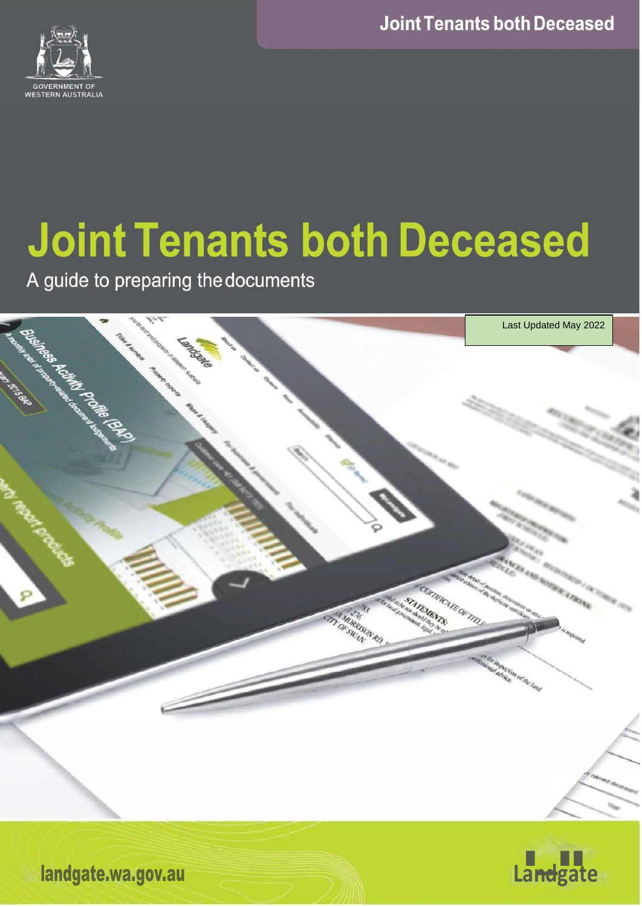# Joint Tenants both Deceased

A guide to preparing the documents

Last Updated May 2022

landgate.wa.gov.au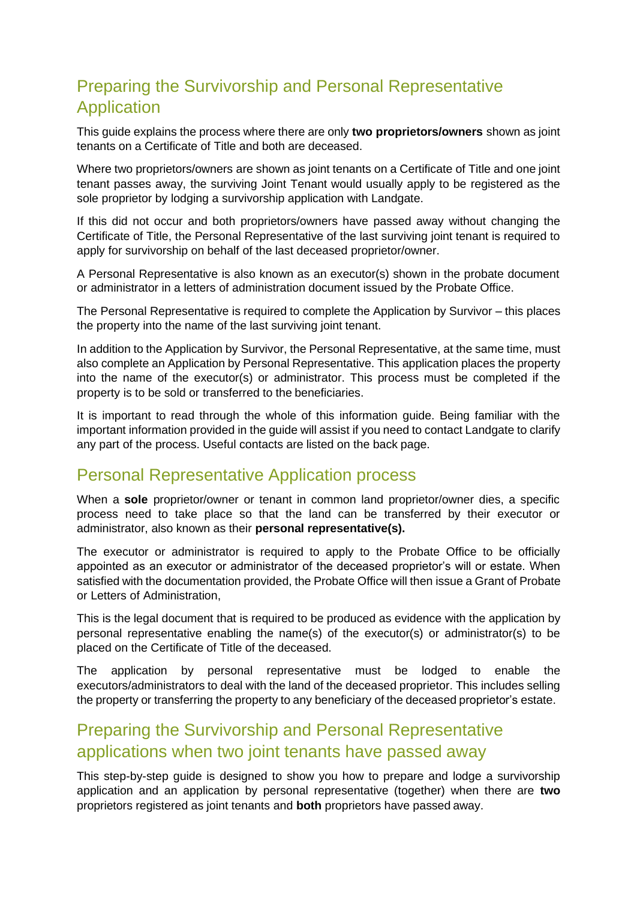## Preparing the Survivorship and Personal Representative Application

This guide explains the process where there are only **two proprietors/owners** shown as joint tenants on a Certificate of Title and both are deceased.

Where two proprietors/owners are shown as joint tenants on a Certificate of Title and one joint tenant passes away, the surviving Joint Tenant would usually apply to be registered as the sole proprietor by lodging a survivorship application with Landgate.

If this did not occur and both proprietors/owners have passed away without changing the Certificate of Title, the Personal Representative of the last surviving joint tenant is required to apply for survivorship on behalf of the last deceased proprietor/owner.

A Personal Representative is also known as an executor(s) shown in the probate document or administrator in a letters of administration document issued by the Probate Office.

The Personal Representative is required to complete the Application by Survivor – this places the property into the name of the last surviving joint tenant.

In addition to the Application by Survivor, the Personal Representative, at the same time, must also complete an Application by Personal Representative. This application places the property into the name of the executor(s) or administrator. This process must be completed if the property is to be sold or transferred to the beneficiaries.

It is important to read through the whole of this information guide. Being familiar with the important information provided in the guide will assist if you need to contact Landgate to clarify any part of the process. Useful contacts are listed on the back page.

## Personal Representative Application process

When a **sole** proprietor/owner or tenant in common land proprietor/owner dies, a specific process need to take place so that the land can be transferred by their executor or administrator, also known as their **personal representative(s).**

The executor or administrator is required to apply to the Probate Office to be officially appointed as an executor or administrator of the deceased proprietor's will or estate. When satisfied with the documentation provided, the Probate Office will then issue a Grant of Probate or Letters of Administration,

This is the legal document that is required to be produced as evidence with the application by personal representative enabling the name(s) of the executor(s) or administrator(s) to be placed on the Certificate of Title of the deceased.

The application by personal representative must be lodged to enable the executors/administrators to deal with the land of the deceased proprietor. This includes selling the property or transferring the property to any beneficiary of the deceased proprietor's estate.

## Preparing the Survivorship and Personal Representative applications when two joint tenants have passed away

This step-by-step guide is designed to show you how to prepare and lodge a survivorship application and an application by personal representative (together) when there are **two** proprietors registered as joint tenants and **both** proprietors have passed away.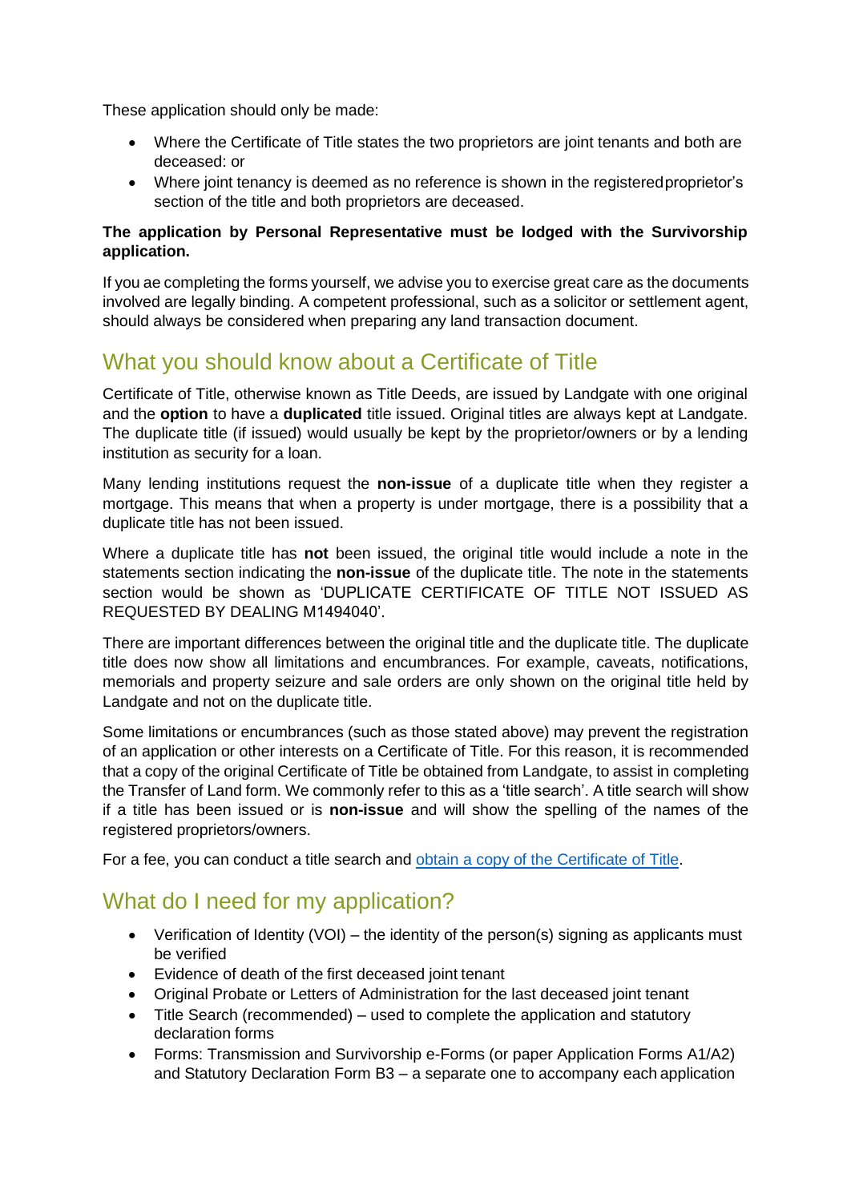These application should only be made:

- Where the Certificate of Title states the two proprietors are joint tenants and both are deceased: or
- Where joint tenancy is deemed as no reference is shown in the registered proprietor's section of the title and both proprietors are deceased.

**The application by Personal Representative must be lodged with the Survivorship application.**

If you ae completing the forms yourself, we advise you to exercise great care as the documents involved are legally binding. A competent professional, such as a solicitor or settlement agent, should always be considered when preparing any land transaction document.

## What you should know about a Certificate of Title

Certificate of Title, otherwise known as Title Deeds, are issued by Landgate with one original and the **option** to have a **duplicated** title issued. Original titles are always kept at Landgate. The duplicate title (if issued) would usually be kept by the proprietor/owners or by a lending institution as security for a loan.

Many lending institutions request the **non-issue** of a duplicate title when they register a mortgage. This means that when a property is under mortgage, there is a possibility that a duplicate title has not been issued.

Where a duplicate title has **not** been issued, the original title would include a note in the statements section indicating the **non-issue** of the duplicate title. The note in the statements section would be shown as 'DUPLICATE CERTIFICATE OF TITLE NOT ISSUED AS REQUESTED BY DEALING M1494040'.

There are important differences between the original title and the duplicate title. The duplicate title does now show all limitations and encumbrances. For example, caveats, notifications, memorials and property seizure and sale orders are only shown on the original title held by Landgate and not on the duplicate title.

Some limitations or encumbrances (such as those stated above) may prevent the registration of an application or other interests on a Certificate of Title. For this reason, it is recommended that a copy of the original Certificate of Title be obtained from Landgate, to assist in completing the Transfer of Land form. We commonly refer to this as a 'title search'. A title search will show if a title has been issued or is **non-issue** and will show the spelling of the names of the registered proprietors/owners.

For a fee, you can conduct a title search and [obtain a copy of the Certificate of Title](#).

## What do I need for my application?

- Verification of Identity (VOI) – the identity of the person(s) signing as applicants must be verified
- Evidence of death of the first deceased joint tenant
- Original Probate or Letters of Administration for the last deceased joint tenant
- Title Search (recommended) – used to complete the application and statutory declaration forms
- Forms: Transmission and Survivorship e-Forms (or paper Application Forms A1/A2) and Statutory Declaration Form B3 – a separate one to accompany each application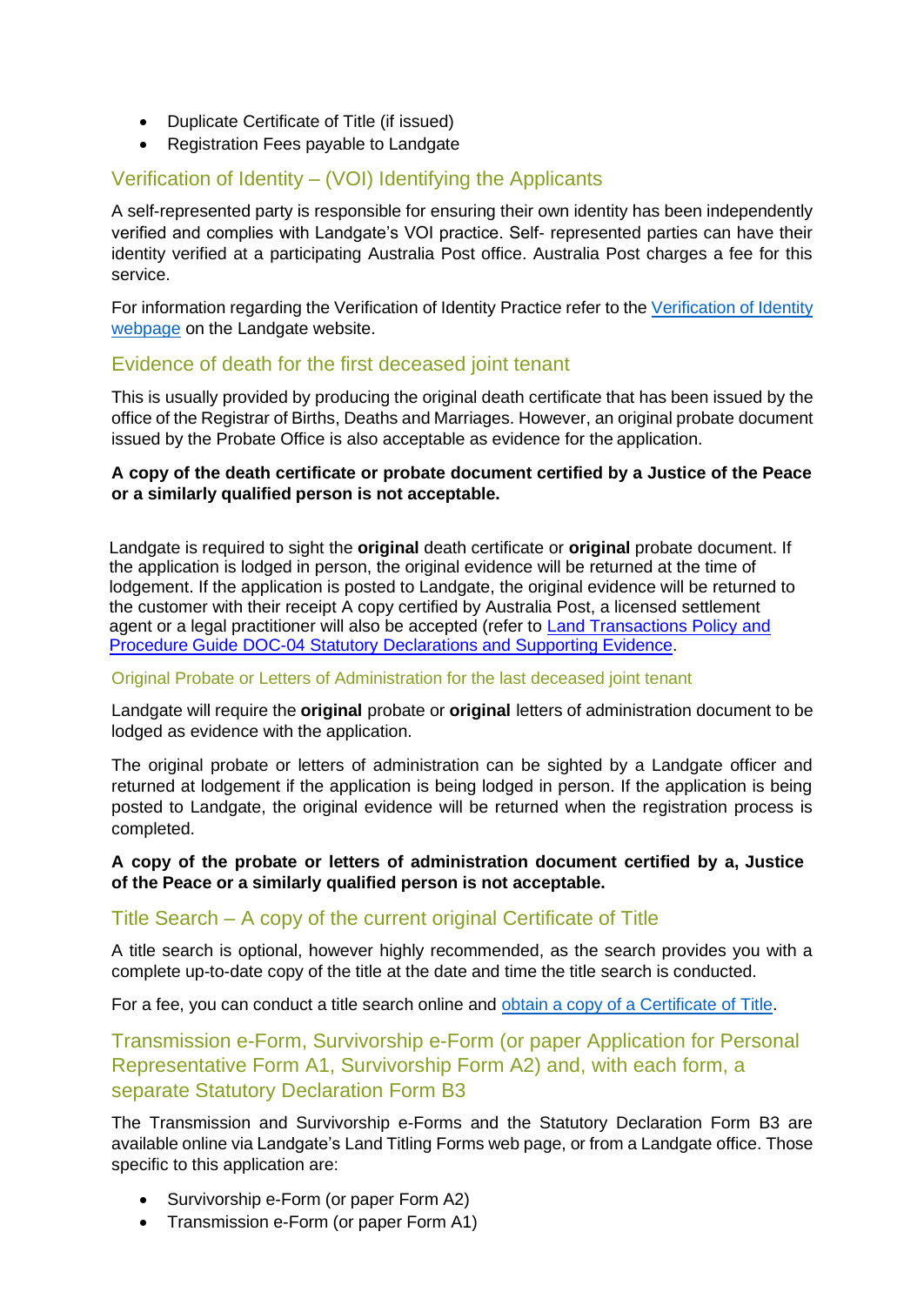- Duplicate Certificate of Title (if issued)
- Registration Fees payable to Landgate

## Verification of Identity – (VOI) Identifying the Applicants

A self-represented party is responsible for ensuring their own identity has been independently verified and complies with Landgate's VOI practice. Self- represented parties can have their identity verified at a participating Australia Post office. Australia Post charges a fee for this service.

For information regarding the Verification of Identity Practice refer to the [Verification of Identity webpage] on the Landgate website.

## Evidence of death for the first deceased joint tenant

This is usually provided by producing the original death certificate that has been issued by the office of the Registrar of Births, Deaths and Marriages. However, an original probate document issued by the Probate Office is also acceptable as evidence for the application.

**A copy of the death certificate or probate document certified by a Justice of the Peace or a similarly qualified person is not acceptable.**

Landgate is required to sight the **original** death certificate or **original** probate document. If the application is lodged in person, the original evidence will be returned at the time of lodgement. If the application is posted to Landgate, the original evidence will be returned to the customer with their receipt A copy certified by Australia Post, a licensed settlement agent or a legal practitioner will also be accepted (refer to [Land Transactions Policy and Procedure Guide DOC-04 Statutory Declarations and Supporting Evidence].

### Original Probate or Letters of Administration for the last deceased joint tenant

Landgate will require the **original** probate or **original** letters of administration document to be lodged as evidence with the application.

The original probate or letters of administration can be sighted by a Landgate officer and returned at lodgement if the application is being lodged in person. If the application is being posted to Landgate, the original evidence will be returned when the registration process is completed.

**A copy of the probate or letters of administration document certified by a, Justice of the Peace or a similarly qualified person is not acceptable.**

## Title Search – A copy of the current original Certificate of Title

A title search is optional, however highly recommended, as the search provides you with a complete up-to-date copy of the title at the date and time the title search is conducted.

For a fee, you can conduct a title search online and [obtain a copy of a Certificate of Title].

## Transmission e-Form, Survivorship e-Form (or paper Application for Personal Representative Form A1, Survivorship Form A2) and, with each form, a separate Statutory Declaration Form B3

The Transmission and Survivorship e-Forms and the Statutory Declaration Form B3 are available online via Landgate's Land Titling Forms web page, or from a Landgate office. Those specific to this application are:

- Survivorship e-Form (or paper Form A2)
- Transmission e-Form (or paper Form A1)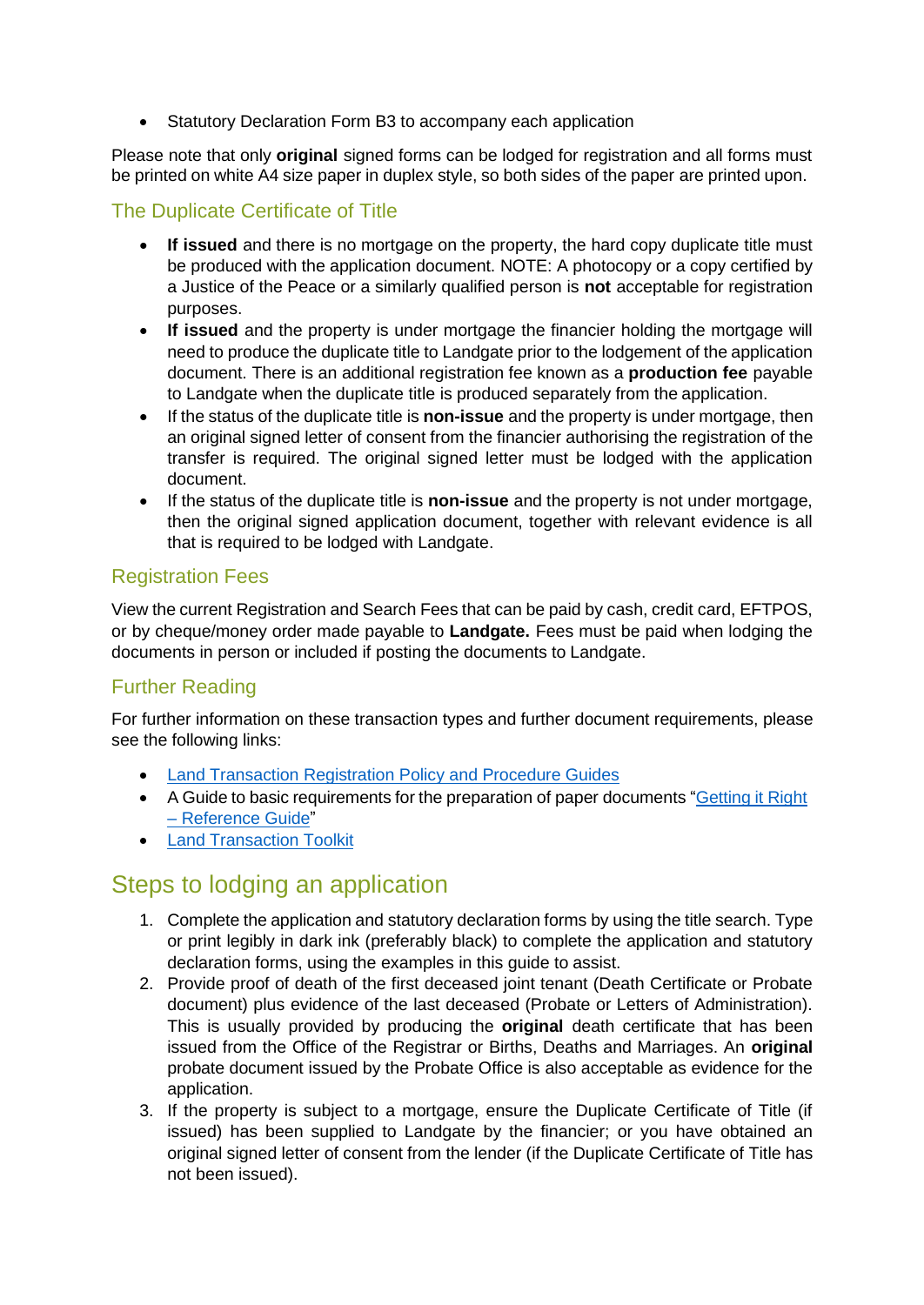- Statutory Declaration Form B3 to accompany each application

Please note that only **original** signed forms can be lodged for registration and all forms must be printed on white A4 size paper in duplex style, so both sides of the paper are printed upon.

### The Duplicate Certificate of Title

- **If issued** and there is no mortgage on the property, the hard copy duplicate title must be produced with the application document. NOTE: A photocopy or a copy certified by a Justice of the Peace or a similarly qualified person is **not** acceptable for registration purposes.
- **If issued** and the property is under mortgage the financier holding the mortgage will need to produce the duplicate title to Landgate prior to the lodgement of the application document. There is an additional registration fee known as a **production fee** payable to Landgate when the duplicate title is produced separately from the application.
- If the status of the duplicate title is **non-issue** and the property is under mortgage, then an original signed letter of consent from the financier authorising the registration of the transfer is required. The original signed letter must be lodged with the application document.
- If the status of the duplicate title is **non-issue** and the property is not under mortgage, then the original signed application document, together with relevant evidence is all that is required to be lodged with Landgate.

### Registration Fees

View the current Registration and Search Fees that can be paid by cash, credit card, EFTPOS, or by cheque/money order made payable to **Landgate.** Fees must be paid when lodging the documents in person or included if posting the documents to Landgate.

### Further Reading

For further information on these transaction types and further document requirements, please see the following links:

- Land Transaction Registration Policy and Procedure Guides
- A Guide to basic requirements for the preparation of paper documents "Getting it Right – Reference Guide"
- Land Transaction Toolkit

## Steps to lodging an application

1. Complete the application and statutory declaration forms by using the title search. Type or print legibly in dark ink (preferably black) to complete the application and statutory declaration forms, using the examples in this guide to assist.
2. Provide proof of death of the first deceased joint tenant (Death Certificate or Probate document) plus evidence of the last deceased (Probate or Letters of Administration). This is usually provided by producing the **original** death certificate that has been issued from the Office of the Registrar or Births, Deaths and Marriages. An **original** probate document issued by the Probate Office is also acceptable as evidence for the application.
3. If the property is subject to a mortgage, ensure the Duplicate Certificate of Title (if issued) has been supplied to Landgate by the financier; or you have obtained an original signed letter of consent from the lender (if the Duplicate Certificate of Title has not been issued).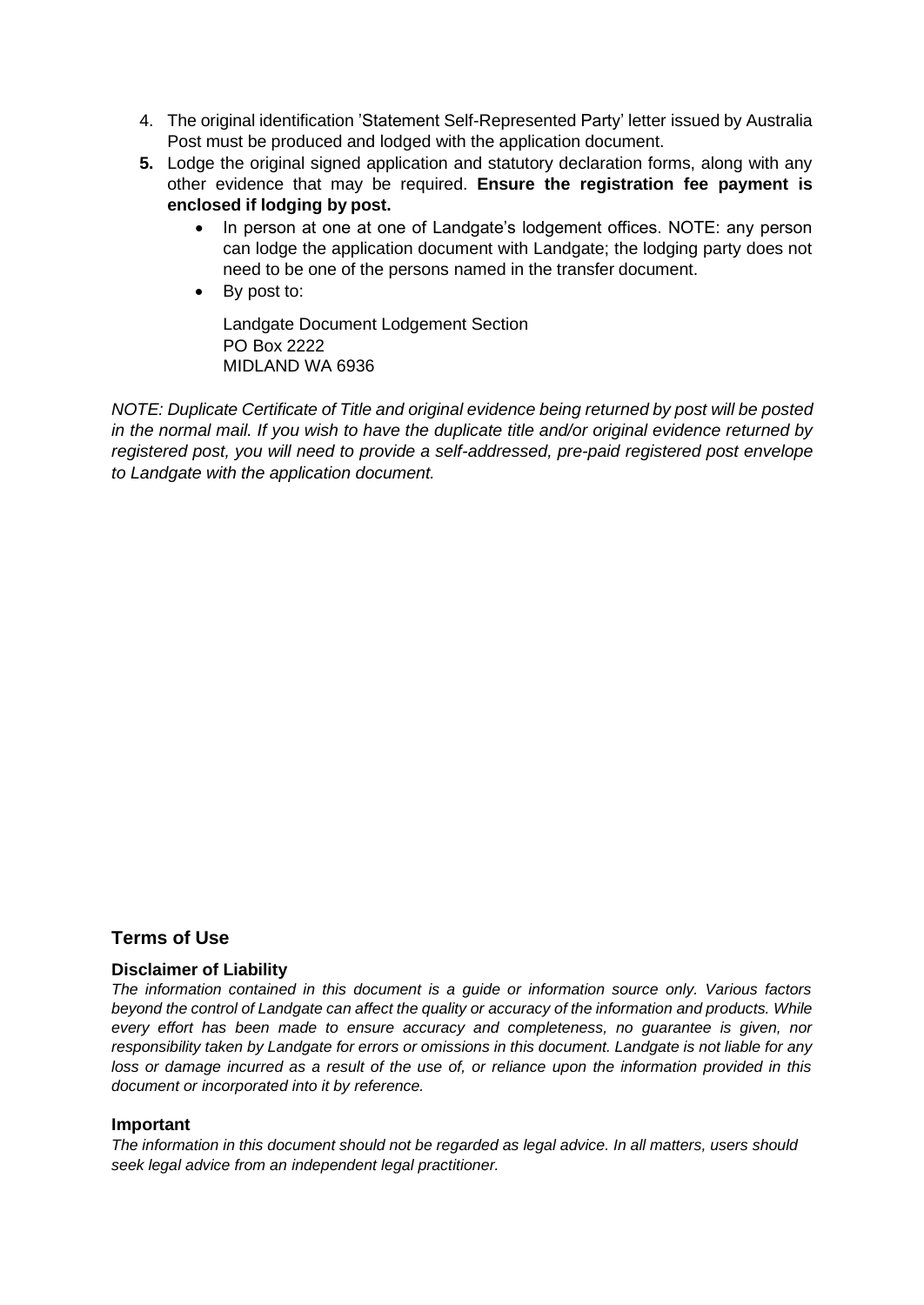4. The original identification 'Statement Self-Represented Party' letter issued by Australia Post must be produced and lodged with the application document.
5. Lodge the original signed application and statutory declaration forms, along with any other evidence that may be required. **Ensure the registration fee payment is enclosed if lodging by post.**
   - In person at one at one of Landgate's lodgement offices. NOTE: any person can lodge the application document with Landgate; the lodging party does not need to be one of the persons named in the transfer document.
   - By post to:

     Landgate Document Lodgement Section
     PO Box 2222
     MIDLAND WA 6936

*NOTE: Duplicate Certificate of Title and original evidence being returned by post will be posted in the normal mail. If you wish to have the duplicate title and/or original evidence returned by registered post, you will need to provide a self-addressed, pre-paid registered post envelope to Landgate with the application document.*

## Terms of Use

### Disclaimer of Liability

*The information contained in this document is a guide or information source only. Various factors beyond the control of Landgate can affect the quality or accuracy of the information and products. While every effort has been made to ensure accuracy and completeness, no guarantee is given, nor responsibility taken by Landgate for errors or omissions in this document. Landgate is not liable for any loss or damage incurred as a result of the use of, or reliance upon the information provided in this document or incorporated into it by reference.*

### Important

*The information in this document should not be regarded as legal advice. In all matters, users should seek legal advice from an independent legal practitioner.*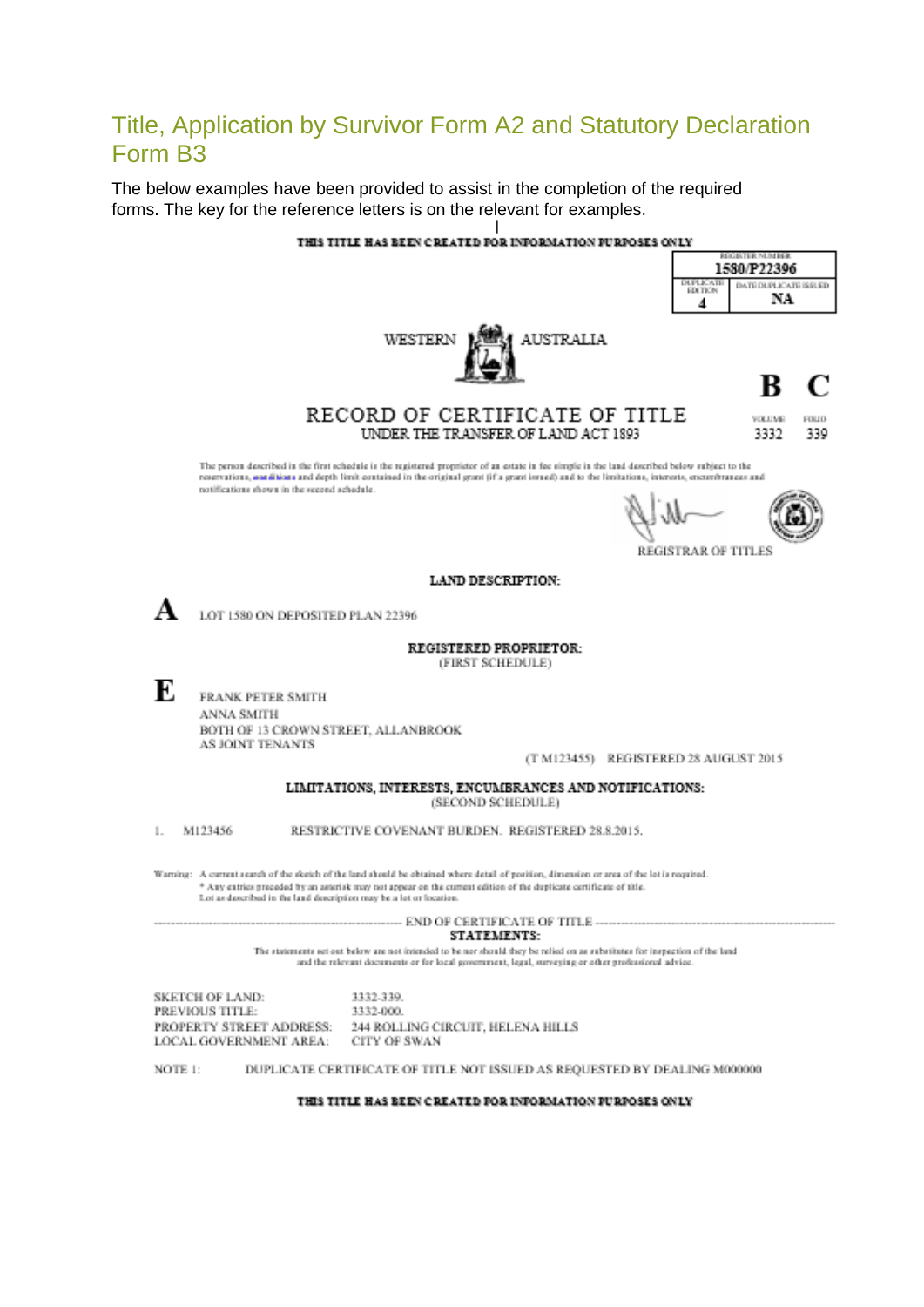## Title, Application by Survivor Form A2 and Statutory Declaration Form B3

The below examples have been provided to assist in the completion of the required forms. The key for the reference letters is on the relevant for examples.

**THIS TITLE HAS BEEN CREATED FOR INFORMATION PURPOSES ONLY**

| REGISTER NUMBER | |
|---|---|
| 1580/P22396 | |
| DUPLICATE EDITION | DATE DUPLICATE ISSUED |
| 4 | NA |

WESTERN AUSTRALIA

**B C**

| VOLUME | FOLIO |
|---|---|
| 3332 | 339 |

# RECORD OF CERTIFICATE OF TITLE

UNDER THE TRANSFER OF LAND ACT 1893

The person described in the first schedule is the registered proprietor of an estate in fee simple in the land described below subject to the reservations, conditions and depth limit contained in the original grant (if a grant issued) and to the limitations, interests, encumbrances and notifications shown in the second schedule.

REGISTRAR OF TITLES

**LAND DESCRIPTION:**

**A** LOT 1580 ON DEPOSITED PLAN 22396

**REGISTERED PROPRIETOR:**
(FIRST SCHEDULE)

**E** FRANK PETER SMITH
ANNA SMITH
BOTH OF 13 CROWN STREET, ALLANBROOK
AS JOINT TENANTS

(T M123455) REGISTERED 28 AUGUST 2015

**LIMITATIONS, INTERESTS, ENCUMBRANCES AND NOTIFICATIONS:**
(SECOND SCHEDULE)

1. M123456 RESTRICTIVE COVENANT BURDEN. REGISTERED 28.8.2015.

Warning: A current search of the sketch of the land should be obtained where detail of position, dimension or area of the lot is required.
\* Any entries preceded by an asterisk may not appear on the current edition of the duplicate certificate of title.
Lot as described in the land description may be a lot or location.

----- END OF CERTIFICATE OF TITLE -----

**STATEMENTS:**

The statements set out below are not intended to be nor should they be relied on as substitutes for inspection of the land and the relevant documents or for local government, legal, surveying or other professional advice.

SKETCH OF LAND: 3332-339.
PREVIOUS TITLE: 3332-000.
PROPERTY STREET ADDRESS: 244 ROLLING CIRCUIT, HELENA HILLS
LOCAL GOVERNMENT AREA: CITY OF SWAN

NOTE 1: DUPLICATE CERTIFICATE OF TITLE NOT ISSUED AS REQUESTED BY DEALING M000000

**THIS TITLE HAS BEEN CREATED FOR INFORMATION PURPOSES ONLY**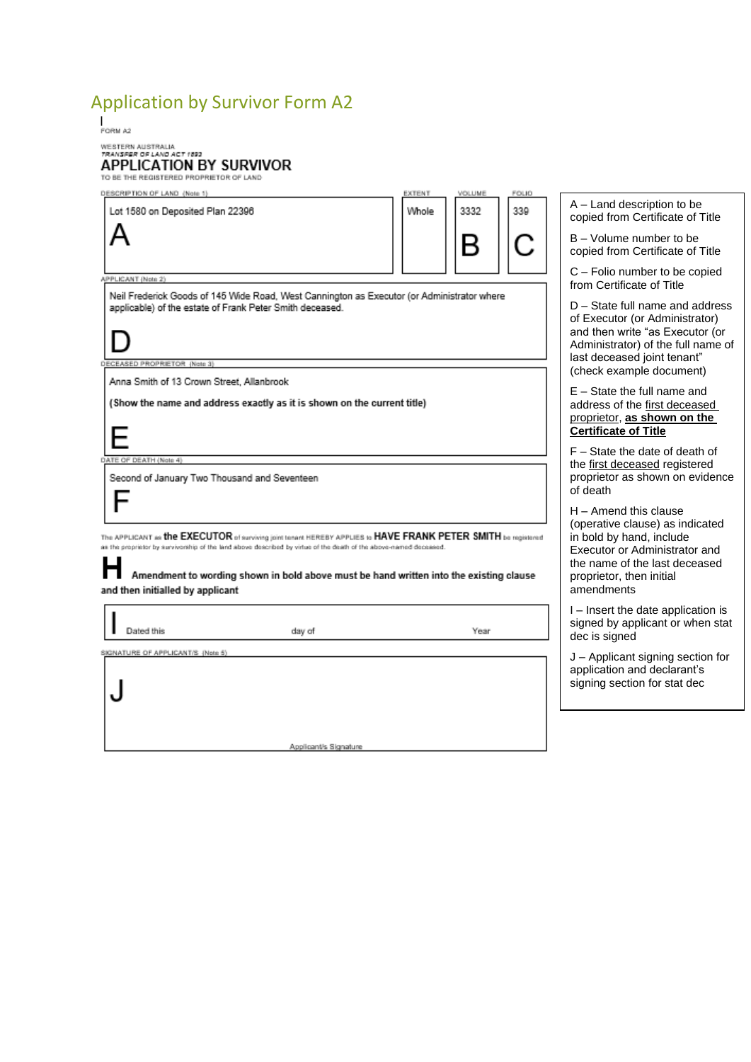## Application by Survivor Form A2

I

FORM A2

WESTERN AUSTRALIA

*TRANSFER OF LAND ACT 1893*

# APPLICATION BY SURVIVOR

TO BE THE REGISTERED PROPRIETOR OF LAND

| DESCRIPTION OF LAND (Note 1) | EXTENT | VOLUME | FOLIO |
|---|---|---|---|
| Lot 1580 on Deposited Plan 22396 **A** | Whole | 3332 **B** | 339 **C** |

APPLICANT (Note 2)

Neil Frederick Goods of 145 Wide Road, West Cannington as Executor (or Administrator where applicable) of the estate of Frank Peter Smith deceased.

**D**

DECEASED PROPRIETOR (Note 3)

Anna Smith of 13 Crown Street, Allanbrook

**(Show the name and address exactly as it is shown on the current title)**

**E**

DATE OF DEATH (Note 4)

Second of January Two Thousand and Seventeen

**F**

The APPLICANT as **the EXECUTOR** of surviving joint tenant HEREBY APPLIES to **HAVE FRANK PETER SMITH** be registered as the proprietor by survivorship of the land above described by virtue of the death of the above-named deceased.

**H** **Amendment to wording shown in bold above must be hand written into the existing clause and then initialled by applicant**

**I** Dated this day of Year

SIGNATURE OF APPLICANT/S (Note 5)

**J**

Applicant/s Signature

---

A – Land description to be copied from Certificate of Title

B – Volume number to be copied from Certificate of Title

C – Folio number to be copied from Certificate of Title

D – State full name and address of Executor (or Administrator) and then write "as Executor (or Administrator) of the full name of last deceased joint tenant" (check example document)

E – State the full name and address of the first deceased proprietor, **as shown on the Certificate of Title**

F – State the date of death of the first deceased registered proprietor as shown on evidence of death

H – Amend this clause (operative clause) as indicated in bold by hand, include Executor or Administrator and the name of the last deceased proprietor, then initial amendments

I – Insert the date application is signed by applicant or when stat dec is signed

J – Applicant signing section for application and declarant's signing section for stat dec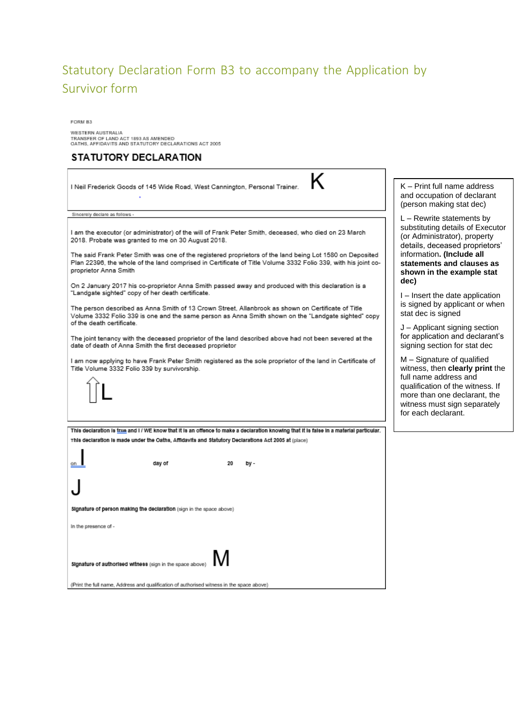## Statutory Declaration Form B3 to accompany the Application by Survivor form

FORM B3

WESTERN AUSTRALIA
TRANSFER OF LAND ACT 1893 AS AMENDED
OATHS, AFFIDAVITS AND STATUTORY DECLARATIONS ACT 2005

### STATUTORY DECLARATION

I Neil Frederick Goods of 145 Wide Road, West Cannington, Personal Trainer. **K**

Sincerely declare as follows -

I am the executor (or administrator) of the will of Frank Peter Smith, deceased, who died on 23 March 2018. Probate was granted to me on 30 August 2018.

The said Frank Peter Smith was one of the registered proprietors of the land being Lot 1580 on Deposited Plan 22398, the whole of the land comprised in Certificate of Title Volume 3332 Folio 339, with his joint co-proprietor Anna Smith

On 2 January 2017 his co-proprietor Anna Smith passed away and produced with this declaration is a "Landgate sighted" copy of her death certificate.

The person described as Anna Smith of 13 Crown Street, Allanbrook as shown on Certificate of Title Volume 3332 Folio 339 is one and the same person as Anna Smith shown on the "Landgate sighted" copy of the death certificate.

The joint tenancy with the deceased proprietor of the land described above had not been severed at the date of death of Anna Smith the first deceased proprietor

I am now applying to have Frank Peter Smith registered as the sole proprietor of the land in Certificate of Title Volume 3332 Folio 339 by survivorship.

⇧**L**

**This declaration is true and I / WE know that it is an offence to make a declaration knowing that it is false in a material particular.**

**This declaration is made under the Oaths, Affidavits and Statutory Declarations Act 2005 at** (place)

on **I** day of 20 by -

**J**

**Signature of person making the declaration** (sign in the space above)

In the presence of -

**Signature of authorised witness** (sign in the space above) **M**

(Print the full name, Address and qualification of authorised witness in the space above)

---

K – Print full name address and occupation of declarant (person making stat dec)

L – Rewrite statements by substituting details of Executor (or Administrator), property details, deceased proprietors' information. **(Include all statements and clauses as shown in the example stat dec)**

I – Insert the date application is signed by applicant or when stat dec is signed

J – Applicant signing section for application and declarant's signing section for stat dec

M – Signature of qualified witness, then **clearly print** the full name address and qualification of the witness. If more than one declarant, the witness must sign separately for each declarant.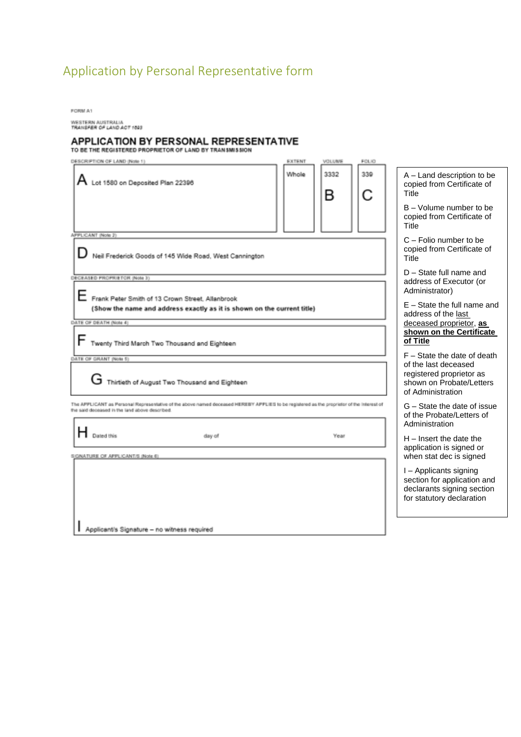# Application by Personal Representative form

FORM A1

WESTERN AUSTRALIA
*TRANSFER OF LAND ACT 1893*

## APPLICATION BY PERSONAL REPRESENTATIVE

**TO BE THE REGISTERED PROPRIETOR OF LAND BY TRANSMISSION**

| DESCRIPTION OF LAND (Note 1) | EXTENT | VOLUME | FOLIO |
|---|---|---|---|
| **A** Lot 1580 on Deposited Plan 22396 | Whole | 3332 **B** | 339 **C** |

APPLICANT (Note 2)

**D** Neil Frederick Goods of 145 Wide Road, West Cannington

DECEASED PROPRIETOR (Note 3)

**E** Frank Peter Smith of 13 Crown Street, Allanbrook
**(Show the name and address exactly as it is shown on the current title)**

DATE OF DEATH (Note 4)

**F** Twenty Third March Two Thousand and Eighteen

DATE OF GRANT (Note 5)

**G** Thirtieth of August Two Thousand and Eighteen

The APPLICANT as Personal Representative of the above named deceased HEREBY APPLIES to be registered as the proprietor of the interest of the said deceased in the land above described.

**H** Dated this ______ day of ______ Year ______

SIGNATURE OF APPLICANT/S (Note 6)

**I** Applicant's Signature – no witness required

---

A – Land description to be copied from Certificate of Title

B – Volume number to be copied from Certificate of Title

C – Folio number to be copied from Certificate of Title

D – State full name and address of Executor (or Administrator)

E – State the full name and address of the last deceased proprietor, **as shown on the Certificate of Title**

F – State the date of death of the last deceased registered proprietor as shown on Probate/Letters of Administration

G – State the date of issue of the Probate/Letters of Administration

H – Insert the date the application is signed or when stat dec is signed

I – Applicants signing section for application and declarants signing section for statutory declaration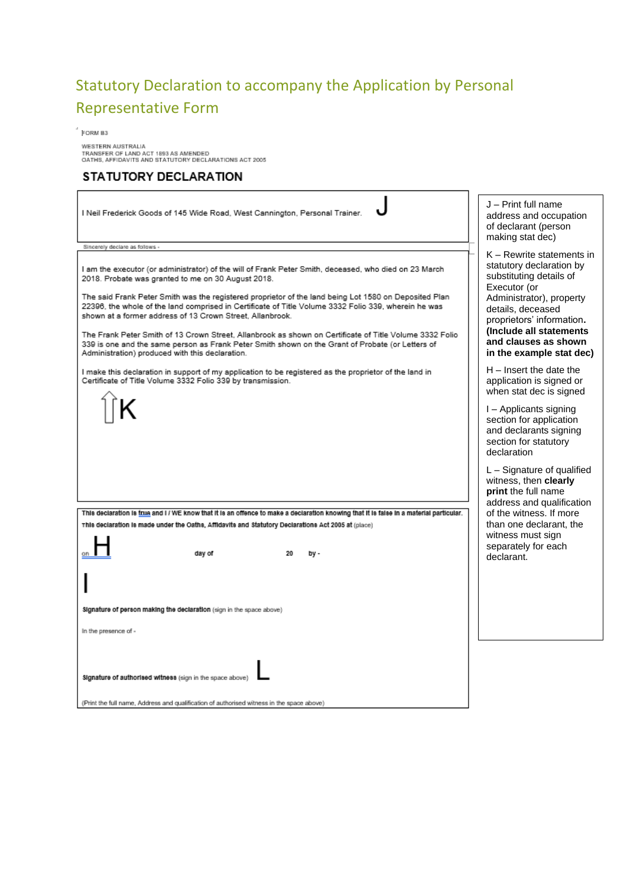# Statutory Declaration to accompany the Application by Personal Representative Form

FORM B3

WESTERN AUSTRALIA
TRANSFER OF LAND ACT 1893 AS AMENDED
OATHS, AFFIDAVITS AND STATUTORY DECLARATIONS ACT 2005

## STATUTORY DECLARATION

I Neil Frederick Goods of 145 Wide Road, West Cannington, Personal Trainer. **J**

Sincerely declare as follows -

I am the executor (or administrator) of the will of Frank Peter Smith, deceased, who died on 23 March 2018. Probate was granted to me on 30 August 2018.

The said Frank Peter Smith was the registered proprietor of the land being Lot 1580 on Deposited Plan 22396, the whole of the land comprised in Certificate of Title Volume 3332 Folio 339, wherein he was shown at a former address of 13 Crown Street, Allanbrook.

The Frank Peter Smith of 13 Crown Street, Allanbrook as shown on Certificate of Title Volume 3332 Folio 339 is one and the same person as Frank Peter Smith shown on the Grant of Probate (or Letters of Administration) produced with this declaration.

I make this declaration in support of my application to be registered as the proprietor of the land in Certificate of Title Volume 3332 Folio 339 by transmission.

⇧**K**

**This declaration is true and I / WE know that it is an offence to make a declaration knowing that it is false in a material particular.**

**This declaration is made under the Oaths, Affidavits and Statutory Declarations Act 2005 at** (place)

on **H** **day of** **20** **by -**

**I**

**Signature of person making the declaration** (sign in the space above)

In the presence of -

**Signature of authorised witness** (sign in the space above) **L**

(Print the full name, Address and qualification of authorised witness in the space above)

---

J – Print full name address and occupation of declarant (person making stat dec)

K – Rewrite statements in statutory declaration by substituting details of Executor (or Administrator), property details, deceased proprietors' information. **(Include all statements and clauses as shown in the example stat dec)**

H – Insert the date the application is signed or when stat dec is signed

I – Applicants signing section for application and declarants signing section for statutory declaration

L – Signature of qualified witness, then **clearly print** the full name address and qualification of the witness. If more than one declarant, the witness must sign separately for each declarant.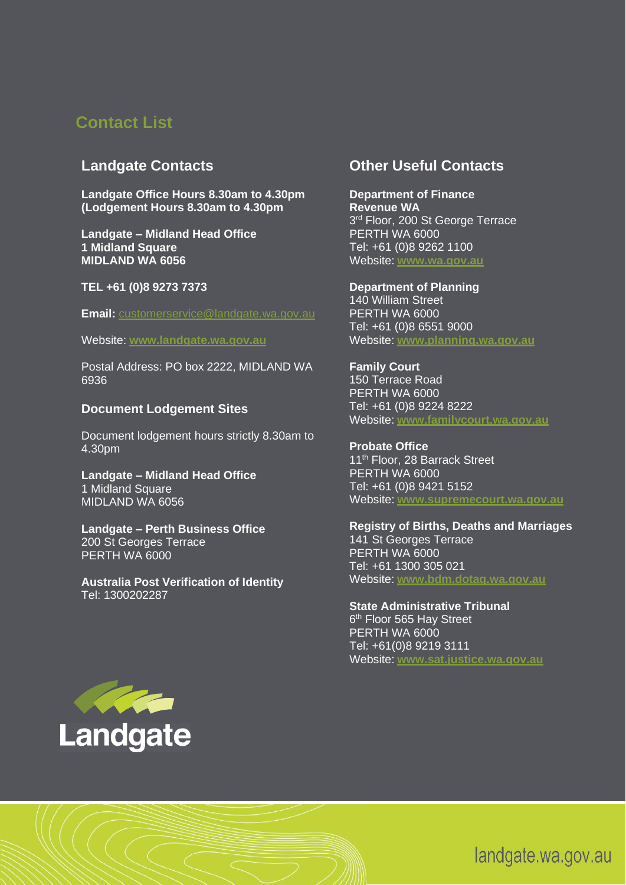# Contact List

## Landgate Contacts

**Landgate Office Hours 8.30am to 4.30pm**
**(Lodgement Hours 8.30am to 4.30pm**

**Landgate – Midland Head Office**
**1 Midland Square**
**MIDLAND WA 6056**

**TEL +61 (0)8 9273 7373**

**Email:** customerservice@landgate.wa.gov.au

Website: **www.landgate.wa.gov.au**

Postal Address: PO box 2222, MIDLAND WA 6936

### Document Lodgement Sites

Document lodgement hours strictly 8.30am to 4.30pm

**Landgate – Midland Head Office**
1 Midland Square
MIDLAND WA 6056

**Landgate – Perth Business Office**
200 St Georges Terrace
PERTH WA 6000

**Australia Post Verification of Identity**
Tel: 1300202287

## Other Useful Contacts

**Department of Finance**
**Revenue WA**
3rd Floor, 200 St George Terrace
PERTH WA 6000
Tel: +61 (0)8 9262 1100
Website: **www.wa.gov.au**

**Department of Planning**
140 William Street
PERTH WA 6000
Tel: +61 (0)8 6551 9000
Website: **www.planning.wa.gov.au**

**Family Court**
150 Terrace Road
PERTH WA 6000
Tel: +61 (0)8 9224 8222
Website: **www.familycourt.wa.gov.au**

**Probate Office**
11th Floor, 28 Barrack Street
PERTH WA 6000
Tel: +61 (0)8 9421 5152
Website: **www.supremecourt.wa.gov.au**

**Registry of Births, Deaths and Marriages**
141 St Georges Terrace
PERTH WA 6000
Tel: +61 1300 305 021
Website: **www.bdm.dotag.wa.gov.au**

**State Administrative Tribunal**
6th Floor 565 Hay Street
PERTH WA 6000
Tel: +61(0)8 9219 3111
Website: **www.sat.justice.wa.gov.au**

Landgate

landgate.wa.gov.au